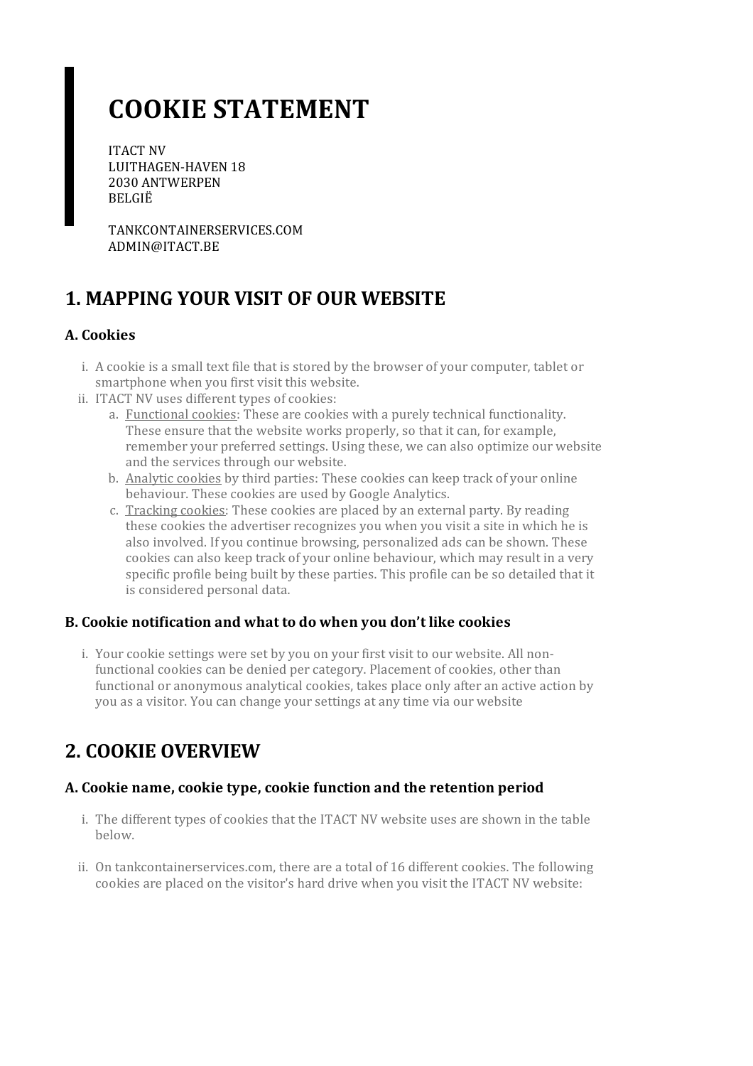# COOKIE STATEMENT

ITACT NV
LUITHAGEN-HAVEN 18
2030 ANTWERPEN
BELGIË

TANKCONTAINERSERVICES.COM
ADMIN@ITACT.BE

## 1. MAPPING YOUR VISIT OF OUR WEBSITE

### A. Cookies

i. A cookie is a small text file that is stored by the browser of your computer, tablet or smartphone when you first visit this website.
ii. ITACT NV uses different types of cookies:
   a. Functional cookies: These are cookies with a purely technical functionality. These ensure that the website works properly, so that it can, for example, remember your preferred settings. Using these, we can also optimize our website and the services through our website.
   b. Analytic cookies by third parties: These cookies can keep track of your online behaviour. These cookies are used by Google Analytics.
   c. Tracking cookies: These cookies are placed by an external party. By reading these cookies the advertiser recognizes you when you visit a site in which he is also involved. If you continue browsing, personalized ads can be shown. These cookies can also keep track of your online behaviour, which may result in a very specific profile being built by these parties. This profile can be so detailed that it is considered personal data.

### B. Cookie notification and what to do when you don't like cookies

i. Your cookie settings were set by you on your first visit to our website. All non-functional cookies can be denied per category. Placement of cookies, other than functional or anonymous analytical cookies, takes place only after an active action by you as a visitor. You can change your settings at any time via our website

## 2. COOKIE OVERVIEW

### A. Cookie name, cookie type, cookie function and the retention period

i. The different types of cookies that the ITACT NV website uses are shown in the table below.

ii. On tankcontainerservices.com, there are a total of 16 different cookies. The following cookies are placed on the visitor's hard drive when you visit the ITACT NV website: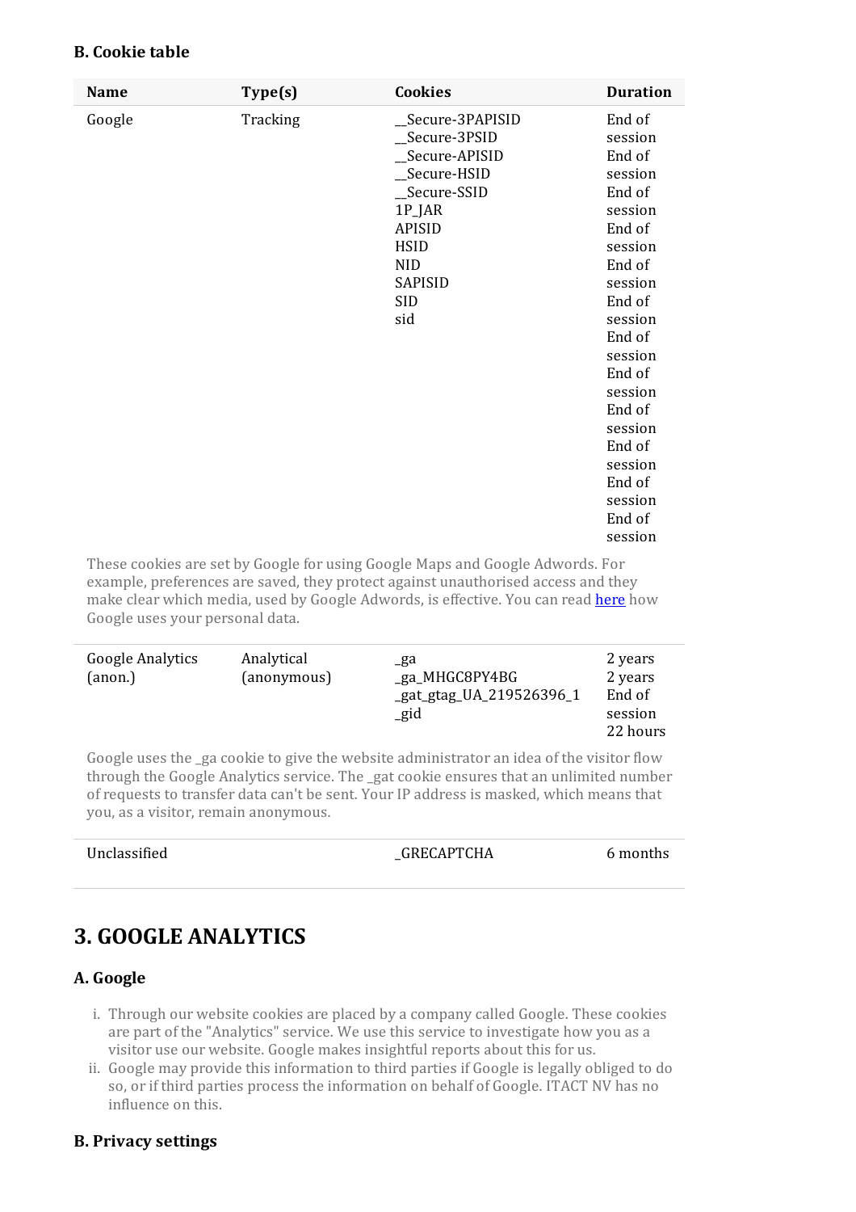### B. Cookie table

| Name | Type(s) | Cookies | Duration |
|---|---|---|---|
| Google | Tracking | __Secure-3PAPISID<br>__Secure-3PSID<br>__Secure-APISID<br>__Secure-HSID<br>__Secure-SSID<br>1P_JAR<br>APISID<br>HSID<br>NID<br>SAPISID<br>SID<br>sid | End of session<br>End of session<br>End of session<br>End of session<br>End of session<br>End of session<br>End of session<br>End of session<br>End of session<br>End of session<br>End of session<br>End of session |
| These cookies are set by Google for using Google Maps and Google Adwords. For example, preferences are saved, they protect against unauthorised access and they make clear which media, used by Google Adwords, is effective. You can read [here]() how Google uses your personal data. | | | |
| Google Analytics (anon.) | Analytical (anonymous) | _ga<br>_ga_MHGC8PY4BG<br>_gat_gtag_UA_219526396_1<br>_gid | 2 years<br>2 years<br>End of session<br>22 hours |
| Google uses the _ga cookie to give the website administrator an idea of the visitor flow through the Google Analytics service. The _gat cookie ensures that an unlimited number of requests to transfer data can't be sent. Your IP address is masked, which means that you, as a visitor, remain anonymous. | | | |
| Unclassified | | _GRECAPTCHA | 6 months |

## 3. GOOGLE ANALYTICS

### A. Google

i. Through our website cookies are placed by a company called Google. These cookies are part of the "Analytics" service. We use this service to investigate how you as a visitor use our website. Google makes insightful reports about this for us.
ii. Google may provide this information to third parties if Google is legally obliged to do so, or if third parties process the information on behalf of Google. ITACT NV has no influence on this.

### B. Privacy settings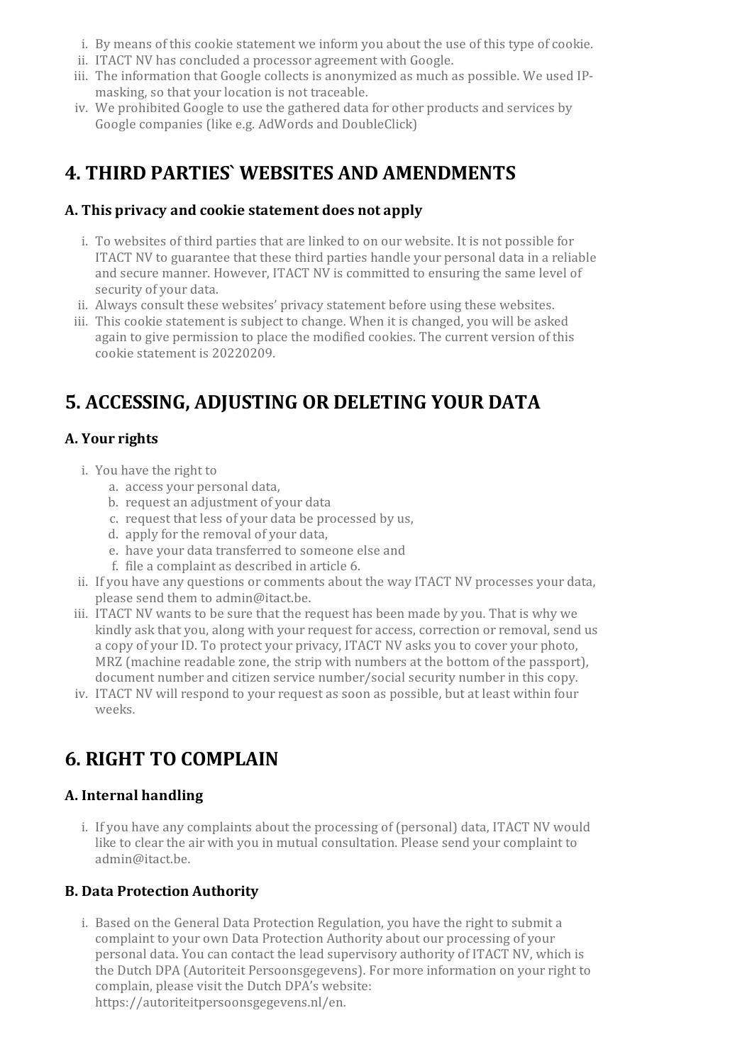i. By means of this cookie statement we inform you about the use of this type of cookie.
ii. ITACT NV has concluded a processor agreement with Google.
iii. The information that Google collects is anonymized as much as possible. We used IP-masking, so that your location is not traceable.
iv. We prohibited Google to use the gathered data for other products and services by Google companies (like e.g. AdWords and DoubleClick)

## 4. THIRD PARTIES` WEBSITES AND AMENDMENTS

### A. This privacy and cookie statement does not apply

i. To websites of third parties that are linked to on our website. It is not possible for ITACT NV to guarantee that these third parties handle your personal data in a reliable and secure manner. However, ITACT NV is committed to ensuring the same level of security of your data.
ii. Always consult these websites' privacy statement before using these websites.
iii. This cookie statement is subject to change. When it is changed, you will be asked again to give permission to place the modified cookies. The current version of this cookie statement is 20220209.

## 5. ACCESSING, ADJUSTING OR DELETING YOUR DATA

### A. Your rights

i. You have the right to
   a. access your personal data,
   b. request an adjustment of your data
   c. request that less of your data be processed by us,
   d. apply for the removal of your data,
   e. have your data transferred to someone else and
   f. file a complaint as described in article 6.
ii. If you have any questions or comments about the way ITACT NV processes your data, please send them to admin@itact.be.
iii. ITACT NV wants to be sure that the request has been made by you. That is why we kindly ask that you, along with your request for access, correction or removal, send us a copy of your ID. To protect your privacy, ITACT NV asks you to cover your photo, MRZ (machine readable zone, the strip with numbers at the bottom of the passport), document number and citizen service number/social security number in this copy.
iv. ITACT NV will respond to your request as soon as possible, but at least within four weeks.

## 6. RIGHT TO COMPLAIN

### A. Internal handling

i. If you have any complaints about the processing of (personal) data, ITACT NV would like to clear the air with you in mutual consultation. Please send your complaint to admin@itact.be.

### B. Data Protection Authority

i. Based on the General Data Protection Regulation, you have the right to submit a complaint to your own Data Protection Authority about our processing of your personal data. You can contact the lead supervisory authority of ITACT NV, which is the Dutch DPA (Autoriteit Persoonsgegevens). For more information on your right to complain, please visit the Dutch DPA's website: https://autoriteitpersoonsgegevens.nl/en.